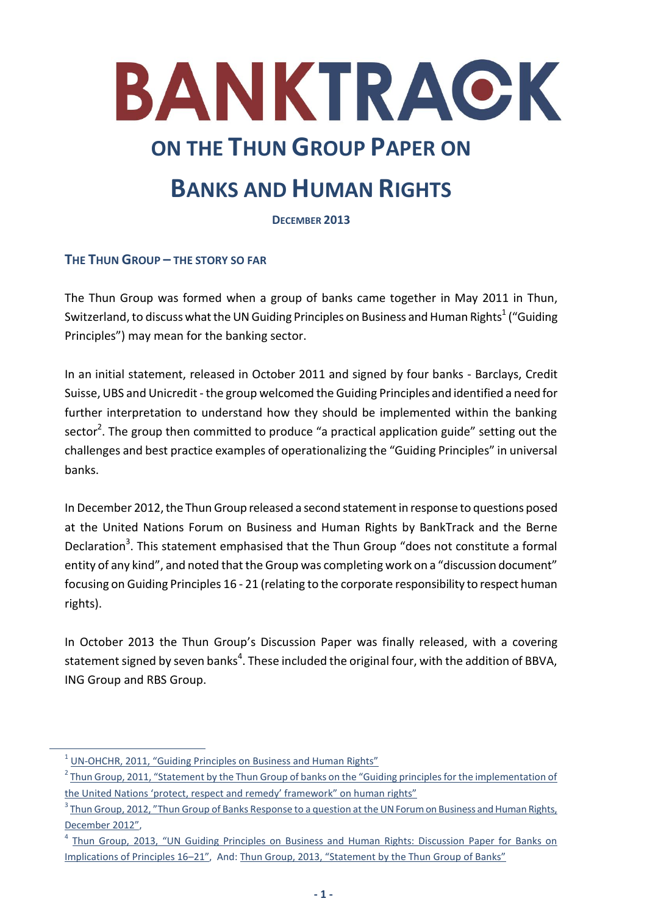# BANKTRACK

## ON THE THUN GROUP PAPER ON BANKS AND HUMAN RIGHTS

**DECEMBER 2013**

### THE THUN GROUP – THE STORY SO FAR

The Thun Group was formed when a group of banks came together in May 2011 in Thun, Switzerland, to discuss what the UN Guiding Principles on Business and Human Rights[1] ("Guiding Principles") may mean for the banking sector.

In an initial statement, released in October 2011 and signed by four banks - Barclays, Credit Suisse, UBS and Unicredit - the group welcomed the Guiding Principles and identified a need for further interpretation to understand how they should be implemented within the banking sector[2]. The group then committed to produce "a practical application guide" setting out the challenges and best practice examples of operationalizing the "Guiding Principles" in universal banks.

In December 2012, the Thun Group released a second statement in response to questions posed at the United Nations Forum on Business and Human Rights by BankTrack and the Berne Declaration[3]. This statement emphasised that the Thun Group "does not constitute a formal entity of any kind", and noted that the Group was completing work on a "discussion document" focusing on Guiding Principles 16 - 21 (relating to the corporate responsibility to respect human rights).

In October 2013 the Thun Group's Discussion Paper was finally released, with a covering statement signed by seven banks[4]. These included the original four, with the addition of BBVA, ING Group and RBS Group.

---

[1] UN-OHCHR, 2011, "Guiding Principles on Business and Human Rights"

[2] Thun Group, 2011, "Statement by the Thun Group of banks on the "Guiding principles for the implementation of the United Nations 'protect, respect and remedy' framework" on human rights"

[3] Thun Group, 2012, "Thun Group of Banks Response to a question at the UN Forum on Business and Human Rights, December 2012",

[4] Thun Group, 2013, "UN Guiding Principles on Business and Human Rights: Discussion Paper for Banks on Implications of Principles 16–21", And: Thun Group, 2013, "Statement by the Thun Group of Banks"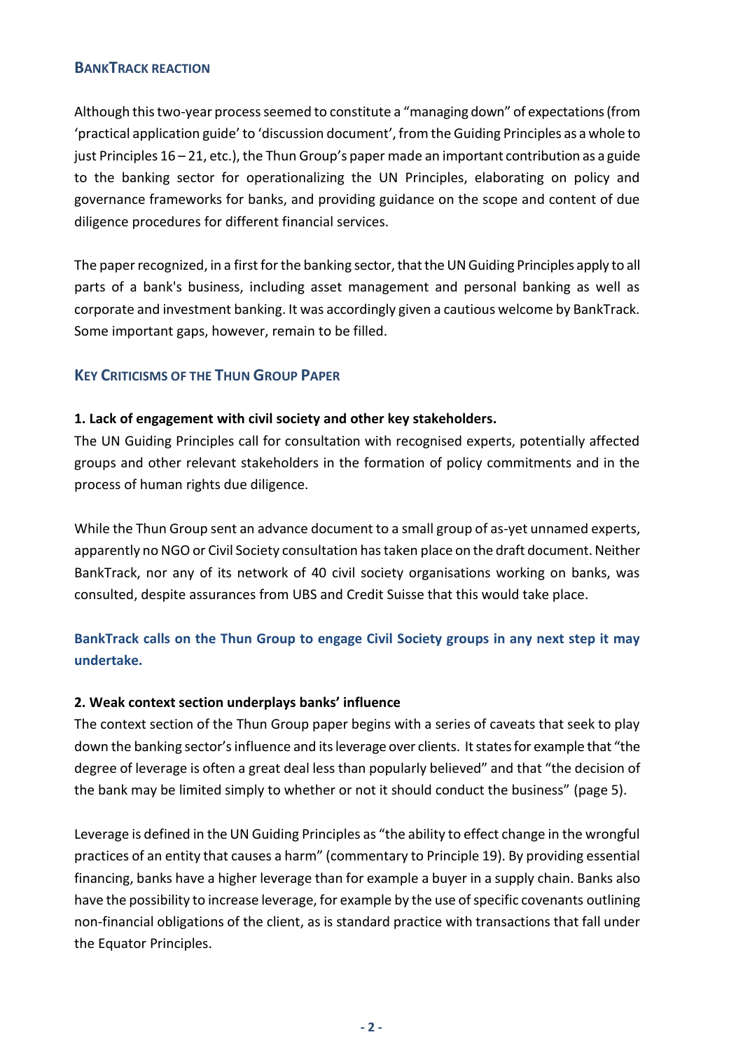## BankTrack reaction

Although this two-year process seemed to constitute a "managing down" of expectations (from 'practical application guide' to 'discussion document', from the Guiding Principles as a whole to just Principles 16 – 21, etc.), the Thun Group's paper made an important contribution as a guide to the banking sector for operationalizing the UN Principles, elaborating on policy and governance frameworks for banks, and providing guidance on the scope and content of due diligence procedures for different financial services.

The paper recognized, in a first for the banking sector, that the UN Guiding Principles apply to all parts of a bank's business, including asset management and personal banking as well as corporate and investment banking. It was accordingly given a cautious welcome by BankTrack. Some important gaps, however, remain to be filled.

## Key criticisms of the Thun Group paper

**1. Lack of engagement with civil society and other key stakeholders.**

The UN Guiding Principles call for consultation with recognised experts, potentially affected groups and other relevant stakeholders in the formation of policy commitments and in the process of human rights due diligence.

While the Thun Group sent an advance document to a small group of as-yet unnamed experts, apparently no NGO or Civil Society consultation has taken place on the draft document. Neither BankTrack, nor any of its network of 40 civil society organisations working on banks, was consulted, despite assurances from UBS and Credit Suisse that this would take place.

**BankTrack calls on the Thun Group to engage Civil Society groups in any next step it may undertake.**

**2. Weak context section underplays banks' influence**

The context section of the Thun Group paper begins with a series of caveats that seek to play down the banking sector's influence and its leverage over clients. It states for example that "the degree of leverage is often a great deal less than popularly believed" and that "the decision of the bank may be limited simply to whether or not it should conduct the business" (page 5).

Leverage is defined in the UN Guiding Principles as "the ability to effect change in the wrongful practices of an entity that causes a harm" (commentary to Principle 19). By providing essential financing, banks have a higher leverage than for example a buyer in a supply chain. Banks also have the possibility to increase leverage, for example by the use of specific covenants outlining non-financial obligations of the client, as is standard practice with transactions that fall under the Equator Principles.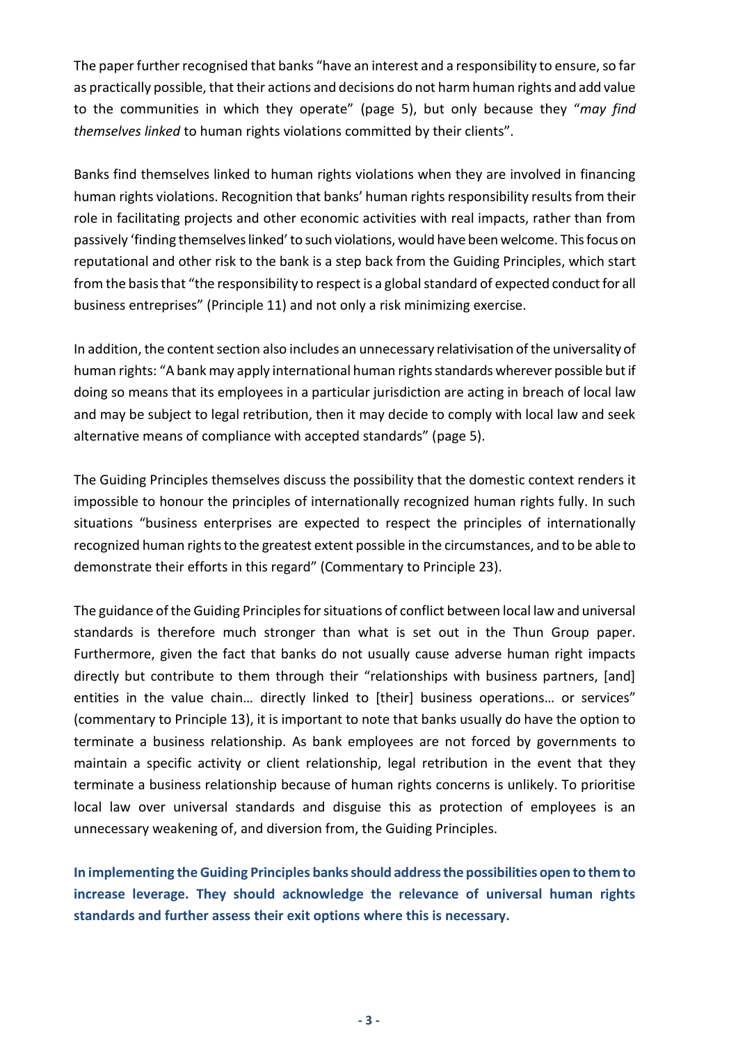The paper further recognised that banks "have an interest and a responsibility to ensure, so far as practically possible, that their actions and decisions do not harm human rights and add value to the communities in which they operate" (page 5), but only because they "*may find themselves linked* to human rights violations committed by their clients".

Banks find themselves linked to human rights violations when they are involved in financing human rights violations. Recognition that banks' human rights responsibility results from their role in facilitating projects and other economic activities with real impacts, rather than from passively 'finding themselves linked' to such violations, would have been welcome. This focus on reputational and other risk to the bank is a step back from the Guiding Principles, which start from the basis that "the responsibility to respect is a global standard of expected conduct for all business entreprises" (Principle 11) and not only a risk minimizing exercise.

In addition, the content section also includes an unnecessary relativisation of the universality of human rights: "A bank may apply international human rights standards wherever possible but if doing so means that its employees in a particular jurisdiction are acting in breach of local law and may be subject to legal retribution, then it may decide to comply with local law and seek alternative means of compliance with accepted standards" (page 5).

The Guiding Principles themselves discuss the possibility that the domestic context renders it impossible to honour the principles of internationally recognized human rights fully. In such situations "business enterprises are expected to respect the principles of internationally recognized human rights to the greatest extent possible in the circumstances, and to be able to demonstrate their efforts in this regard" (Commentary to Principle 23).

The guidance of the Guiding Principles for situations of conflict between local law and universal standards is therefore much stronger than what is set out in the Thun Group paper. Furthermore, given the fact that banks do not usually cause adverse human right impacts directly but contribute to them through their "relationships with business partners, [and] entities in the value chain… directly linked to [their] business operations… or services" (commentary to Principle 13), it is important to note that banks usually do have the option to terminate a business relationship. As bank employees are not forced by governments to maintain a specific activity or client relationship, legal retribution in the event that they terminate a business relationship because of human rights concerns is unlikely. To prioritise local law over universal standards and disguise this as protection of employees is an unnecessary weakening of, and diversion from, the Guiding Principles.

**In implementing the Guiding Principles banks should address the possibilities open to them to increase leverage. They should acknowledge the relevance of universal human rights standards and further assess their exit options where this is necessary.**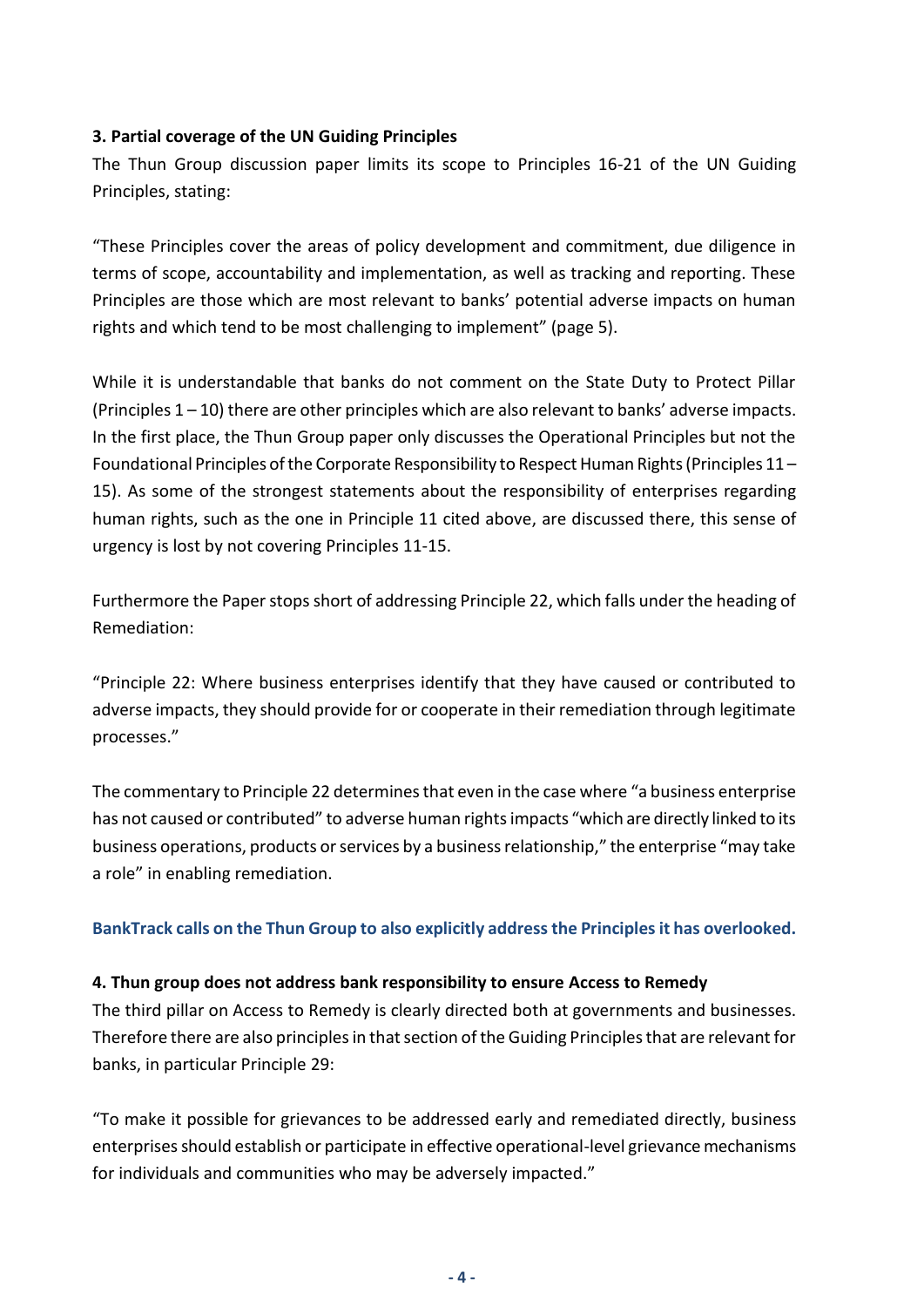### 3. Partial coverage of the UN Guiding Principles

The Thun Group discussion paper limits its scope to Principles 16-21 of the UN Guiding Principles, stating:

"These Principles cover the areas of policy development and commitment, due diligence in terms of scope, accountability and implementation, as well as tracking and reporting. These Principles are those which are most relevant to banks' potential adverse impacts on human rights and which tend to be most challenging to implement" (page 5).

While it is understandable that banks do not comment on the State Duty to Protect Pillar (Principles 1 – 10) there are other principles which are also relevant to banks' adverse impacts. In the first place, the Thun Group paper only discusses the Operational Principles but not the Foundational Principles of the Corporate Responsibility to Respect Human Rights (Principles 11 – 15). As some of the strongest statements about the responsibility of enterprises regarding human rights, such as the one in Principle 11 cited above, are discussed there, this sense of urgency is lost by not covering Principles 11-15.

Furthermore the Paper stops short of addressing Principle 22, which falls under the heading of Remediation:

"Principle 22: Where business enterprises identify that they have caused or contributed to adverse impacts, they should provide for or cooperate in their remediation through legitimate processes."

The commentary to Principle 22 determines that even in the case where "a business enterprise has not caused or contributed" to adverse human rights impacts "which are directly linked to its business operations, products or services by a business relationship," the enterprise "may take a role" in enabling remediation.

**BankTrack calls on the Thun Group to also explicitly address the Principles it has overlooked.**

### 4. Thun group does not address bank responsibility to ensure Access to Remedy

The third pillar on Access to Remedy is clearly directed both at governments and businesses. Therefore there are also principles in that section of the Guiding Principles that are relevant for banks, in particular Principle 29:

"To make it possible for grievances to be addressed early and remediated directly, business enterprises should establish or participate in effective operational-level grievance mechanisms for individuals and communities who may adversely impacted."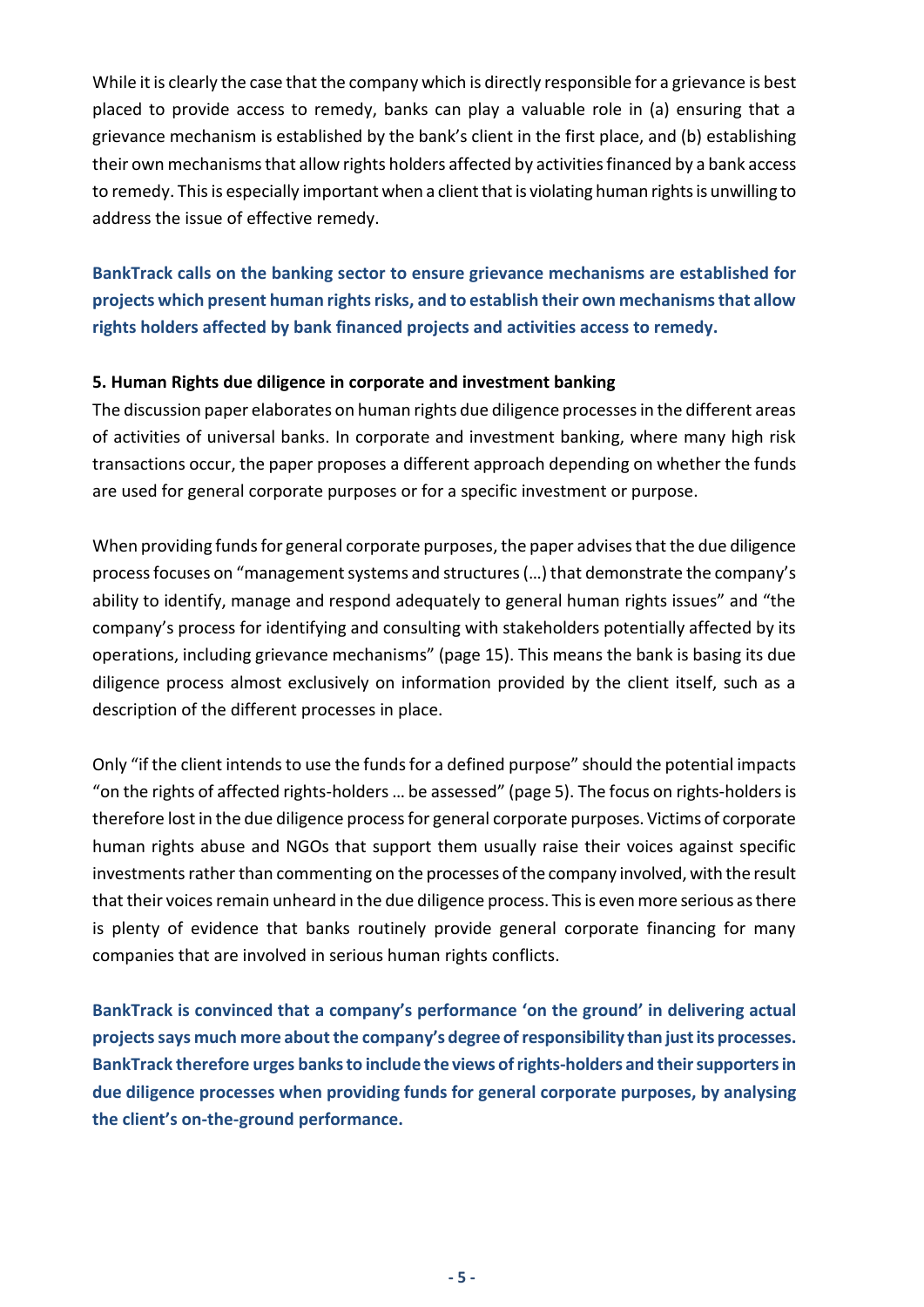While it is clearly the case that the company which is directly responsible for a grievance is best placed to provide access to remedy, banks can play a valuable role in (a) ensuring that a grievance mechanism is established by the bank's client in the first place, and (b) establishing their own mechanisms that allow rights holders affected by activities financed by a bank access to remedy. This is especially important when a client that is violating human rights is unwilling to address the issue of effective remedy.

**BankTrack calls on the banking sector to ensure grievance mechanisms are established for projects which present human rights risks, and to establish their own mechanisms that allow rights holders affected by bank financed projects and activities access to remedy.**

### 5. Human Rights due diligence in corporate and investment banking

The discussion paper elaborates on human rights due diligence processes in the different areas of activities of universal banks. In corporate and investment banking, where many high risk transactions occur, the paper proposes a different approach depending on whether the funds are used for general corporate purposes or for a specific investment or purpose.

When providing funds for general corporate purposes, the paper advises that the due diligence process focuses on "management systems and structures (…) that demonstrate the company's ability to identify, manage and respond adequately to general human rights issues" and "the company's process for identifying and consulting with stakeholders potentially affected by its operations, including grievance mechanisms" (page 15). This means the bank is basing its due diligence process almost exclusively on information provided by the client itself, such as a description of the different processes in place.

Only "if the client intends to use the funds for a defined purpose" should the potential impacts "on the rights of affected rights-holders … be assessed" (page 5). The focus on rights-holders is therefore lost in the due diligence process for general corporate purposes. Victims of corporate human rights abuse and NGOs that support them usually raise their voices against specific investments rather than commenting on the processes of the company involved, with the result that their voices remain unheard in the due diligence process. This is even more serious as there is plenty of evidence that banks routinely provide general corporate financing for many companies that are involved in serious human rights conflicts.

**BankTrack is convinced that a company's performance 'on the ground' in delivering actual projects says much more about the company's degree of responsibility than just its processes. BankTrack therefore urges banks to include the views of rights-holders and their supporters in due diligence processes when providing funds for general corporate purposes, by analysing the client's on-the-ground performance.**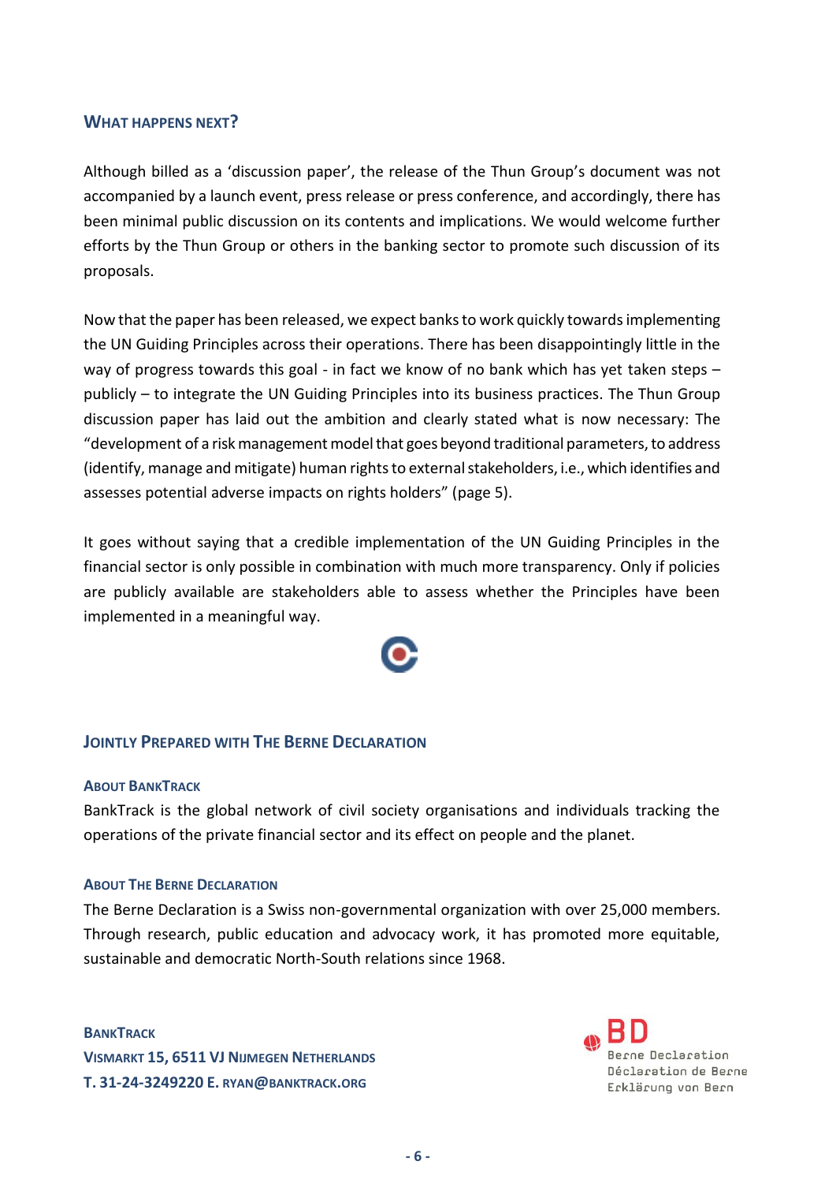## What happens next?

Although billed as a 'discussion paper', the release of the Thun Group's document was not accompanied by a launch event, press release or press conference, and accordingly, there has been minimal public discussion on its contents and implications. We would welcome further efforts by the Thun Group or others in the banking sector to promote such discussion of its proposals.

Now that the paper has been released, we expect banks to work quickly towards implementing the UN Guiding Principles across their operations. There has been disappointingly little in the way of progress towards this goal - in fact we know of no bank which has yet taken steps – publicly – to integrate the UN Guiding Principles into its business practices. The Thun Group discussion paper has laid out the ambition and clearly stated what is now necessary: The "development of a risk management model that goes beyond traditional parameters, to address (identify, manage and mitigate) human rights to external stakeholders, i.e., which identifies and assesses potential adverse impacts on rights holders" (page 5).

It goes without saying that a credible implementation of the UN Guiding Principles in the financial sector is only possible in combination with much more transparency. Only if policies are publicly available are stakeholders able to assess whether the Principles have been implemented in a meaningful way.

## Jointly Prepared with The Berne Declaration

### About BankTrack

BankTrack is the global network of civil society organisations and individuals tracking the operations of the private financial sector and its effect on people and the planet.

### About The Berne Declaration

The Berne Declaration is a Swiss non-governmental organization with over 25,000 members. Through research, public education and advocacy work, it has promoted more equitable, sustainable and democratic North-South relations since 1968.

**BankTrack**
**Vismarkt 15, 6511 VJ Nijmegen Netherlands**
**T. 31-24-3249220 E. ryan@banktrack.org**

BD
Berne Declaration
Déclaration de Berne
Erklärung von Bern